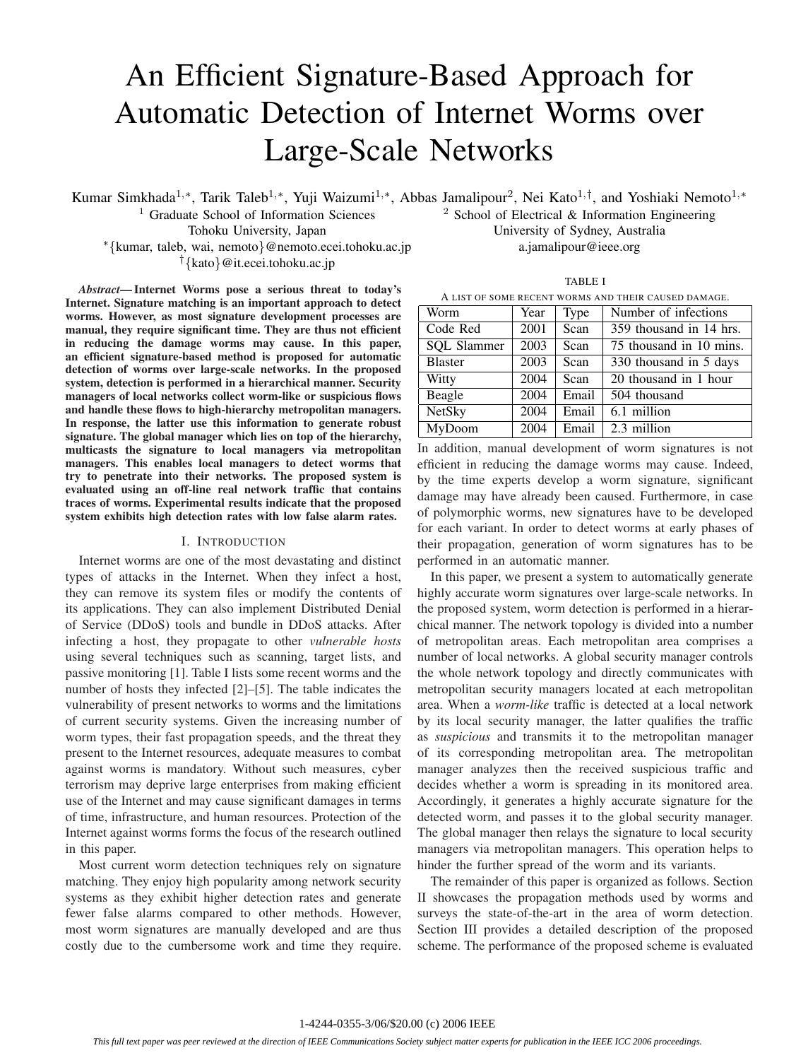# An Efficient Signature-Based Approach for Automatic Detection of Internet Worms over Large-Scale Networks

Kumar Simkhada[1,*], Tarik Taleb[1,*], Yuji Waizumi[1,*], Abbas Jamalipour[2], Nei Kato[1,†], and Yoshiaki Nemoto[1,*]

[1] Graduate School of Information Sciences
Tohoku University, Japan
*{kumar, taleb, wai, nemoto}@nemoto.ecei.tohoku.ac.jp
†{kato}@it.ecei.tohoku.ac.jp

[2] School of Electrical & Information Engineering
University of Sydney, Australia
a.jamalipour@ieee.org

***Abstract*— Internet Worms pose a serious threat to today's Internet. Signature matching is an important approach to detect worms. However, as most signature development processes are manual, they require significant time. They are thus not efficient in reducing the damage worms may cause. In this paper, an efficient signature-based method is proposed for automatic detection of worms over large-scale networks. In the proposed system, detection is performed in a hierarchical manner. Security managers of local networks collect worm-like or suspicious flows and handle these flows to high-hierarchy metropolitan managers. In response, the latter use this information to generate robust signature. The global manager which lies on top of the hierarchy, multicasts the signature to local managers via metropolitan managers. This enables local managers to detect worms that try to penetrate into their networks. The proposed system is evaluated using an off-line real network traffic that contains traces of worms. Experimental results indicate that the proposed system exhibits high detection rates with low false alarm rates.**

## I. Introduction

Internet worms are one of the most devastating and distinct types of attacks in the Internet. When they infect a host, they can remove its system files or modify the contents of its applications. They can also implement Distributed Denial of Service (DDoS) tools and bundle in DDoS attacks. After infecting a host, they propagate to other *vulnerable hosts* using several techniques such as scanning, target lists, and passive monitoring [1]. Table I lists some recent worms and the number of hosts they infected [2]–[5]. The table indicates the vulnerability of present networks to worms and the limitations of current security systems. Given the increasing number of worm types, their fast propagation speeds, and the threat they present to the Internet resources, adequate measures to combat against worms is mandatory. Without such measures, cyber terrorism may deprive large enterprises from making efficient use of the Internet and may cause significant damages in terms of time, infrastructure, and human resources. Protection of the Internet against worms forms the focus of the research outlined in this paper.

Most current worm detection techniques rely on signature matching. They enjoy high popularity among network security systems as they exhibit higher detection rates and generate fewer false alarms compared to other methods. However, most worm signatures are manually developed and are thus costly due to the cumbersome work and time they require.

TABLE I
A list of some recent worms and their caused damage.

| Worm | Year | Type | Number of infections |
|---|---|---|---|
| Code Red | 2001 | Scan | 359 thousand in 14 hrs. |
| SQL Slammer | 2003 | Scan | 75 thousand in 10 mins. |
| Blaster | 2003 | Scan | 330 thousand in 5 days |
| Witty | 2004 | Scan | 20 thousand in 1 hour |
| Beagle | 2004 | Email | 504 thousand |
| NetSky | 2004 | Email | 6.1 million |
| MyDoom | 2004 | Email | 2.3 million |

In addition, manual development of worm signatures is not efficient in reducing the damage worms may cause. Indeed, by the time experts develop a worm signature, significant damage may have already been caused. Furthermore, in case of polymorphic worms, new signatures have to be developed for each variant. In order to detect worms at early phases of their propagation, generation of worm signatures has to be performed in an automatic manner.

In this paper, we present a system to automatically generate highly accurate worm signatures over large-scale networks. In the proposed system, worm detection is performed in a hierarchical manner. The network topology is divided into a number of metropolitan areas. Each metropolitan area comprises a number of local networks. A global security manager controls the whole network topology and directly communicates with metropolitan security managers located at each metropolitan area. When a *worm-like* traffic is detected at a local network by its local security manager, the latter qualifies the traffic as *suspicious* and transmits it to the metropolitan manager of its corresponding metropolitan area. The metropolitan manager analyzes then the received suspicious traffic and decides whether a worm is spreading in its monitored area. Accordingly, it generates a highly accurate signature for the detected worm, and passes it to the global security manager. The global manager then relays the signature to local security managers via metropolitan managers. This operation helps to hinder the further spread of the worm and its variants.

The remainder of this paper is organized as follows. Section II showcases the propagation methods used by worms and surveys the state-of-the-art in the area of worm detection. Section III provides a detailed description of the proposed scheme. The performance of the proposed scheme is evaluated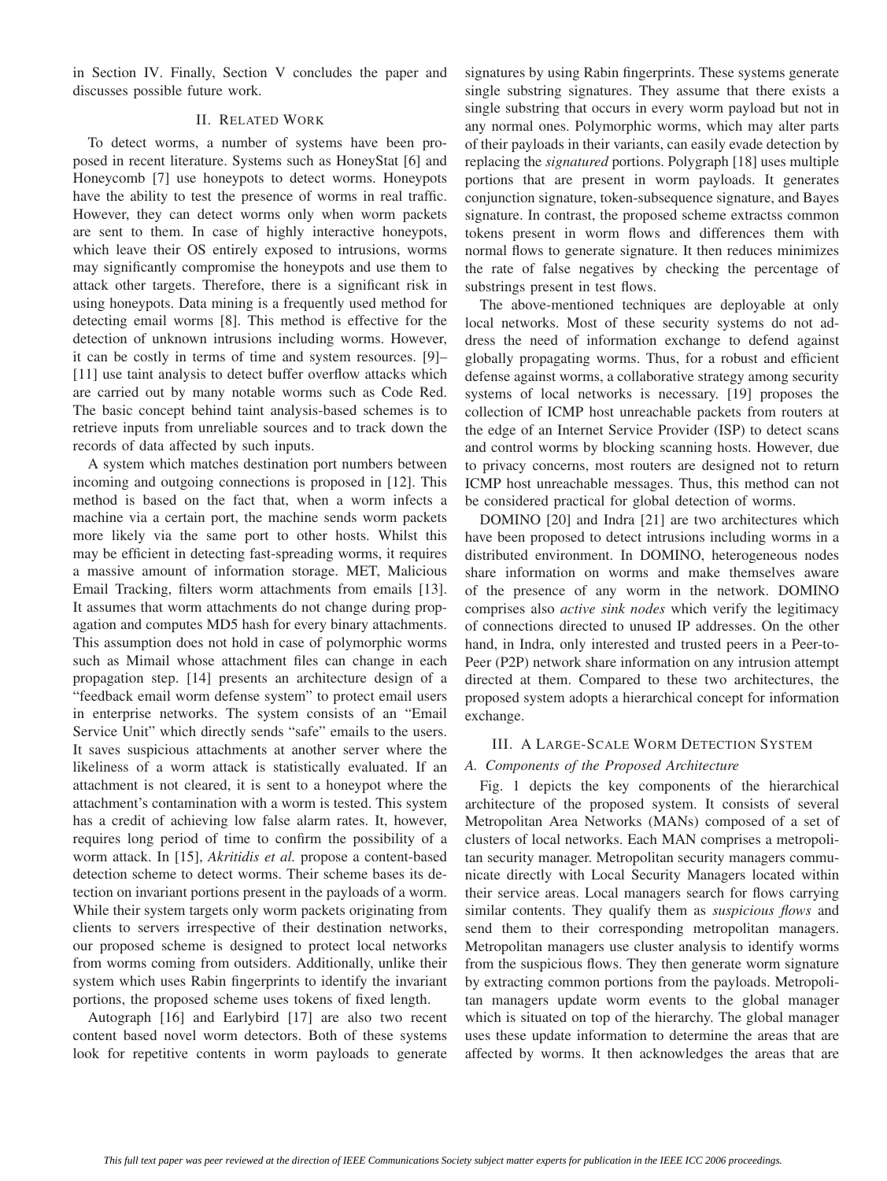in Section IV. Finally, Section V concludes the paper and discusses possible future work.

## II. Related Work

To detect worms, a number of systems have been proposed in recent literature. Systems such as HoneyStat [6] and Honeycomb [7] use honeypots to detect worms. Honeypots have the ability to test the presence of worms in real traffic. However, they can detect worms only when worm packets are sent to them. In case of highly interactive honeypots, which leave their OS entirely exposed to intrusions, worms may significantly compromise the honeypots and use them to attack other targets. Therefore, there is a significant risk in using honeypots. Data mining is a frequently used method for detecting email worms [8]. This method is effective for the detection of unknown intrusions including worms. However, it can be costly in terms of time and system resources. [9]–[11] use taint analysis to detect buffer overflow attacks which are carried out by many notable worms such as Code Red. The basic concept behind taint analysis-based schemes is to retrieve inputs from unreliable sources and to track down the records of data affected by such inputs.

A system which matches destination port numbers between incoming and outgoing connections is proposed in [12]. This method is based on the fact that, when a worm infects a machine via a certain port, the machine sends worm packets more likely via the same port to other hosts. Whilst this may be efficient in detecting fast-spreading worms, it requires a massive amount of information storage. MET, Malicious Email Tracking, filters worm attachments from emails [13]. It assumes that worm attachments do not change during propagation and computes MD5 hash for every binary attachments. This assumption does not hold in case of polymorphic worms such as Mimail whose attachment files can change in each propagation step. [14] presents an architecture design of a "feedback email worm defense system" to protect email users in enterprise networks. The system consists of an "Email Service Unit" which directly sends "safe" emails to the users. It saves suspicious attachments at another server where the likeliness of a worm attack is statistically evaluated. If an attachment is not cleared, it is sent to a honeypot where the attachment's contamination with a worm is tested. This system has a credit of achieving low false alarm rates. It, however, requires long period of time to confirm the possibility of a worm attack. In [15], *Akritidis et al.* propose a content-based detection scheme to detect worms. Their scheme bases its detection on invariant portions present in the payloads of a worm. While their system targets only worm packets originating from clients to servers irrespective of their destination networks, our proposed scheme is designed to protect local networks from worms coming from outsiders. Additionally, unlike their system which uses Rabin fingerprints to identify the invariant portions, the proposed scheme uses tokens of fixed length.

Autograph [16] and Earlybird [17] are also two recent content based novel worm detectors. Both of these systems look for repetitive contents in worm payloads to generate signatures by using Rabin fingerprints. These systems generate single substring signatures. They assume that there exists a single substring that occurs in every worm payload but not in any normal ones. Polymorphic worms, which may alter parts of their payloads in their variants, can easily evade detection by replacing the *signatured* portions. Polygraph [18] uses multiple portions that are present in worm payloads. It generates conjunction signature, token-subsequence signature, and Bayes signature. In contrast, the proposed scheme extractss common tokens present in worm flows and differences them with normal flows to generate signature. It then reduces minimizes the rate of false negatives by checking the percentage of substrings present in test flows.

The above-mentioned techniques are deployable at only local networks. Most of these security systems do not address the need of information exchange to defend against globally propagating worms. Thus, for a robust and efficient defense against worms, a collaborative strategy among security systems of local networks is necessary. [19] proposes the collection of ICMP host unreachable packets from routers at the edge of an Internet Service Provider (ISP) to detect scans and control worms by blocking scanning hosts. However, due to privacy concerns, most routers are designed not to return ICMP host unreachable messages. Thus, this method can not be considered practical for global detection of worms.

DOMINO [20] and Indra [21] are two architectures which have been proposed to detect intrusions including worms in a distributed environment. In DOMINO, heterogeneous nodes share information on worms and make themselves aware of the presence of any worm in the network. DOMINO comprises also *active sink nodes* which verify the legitimacy of connections directed to unused IP addresses. On the other hand, in Indra, only interested and trusted peers in a Peer-to-Peer (P2P) network share information on any intrusion attempt directed at them. Compared to these two architectures, the proposed system adopts a hierarchical concept for information exchange.

## III. A Large-Scale Worm Detection System

### *A. Components of the Proposed Architecture*

Fig. 1 depicts the key components of the hierarchical architecture of the proposed system. It consists of several Metropolitan Area Networks (MANs) composed of a set of clusters of local networks. Each MAN comprises a metropolitan security manager. Metropolitan security managers communicate directly with Local Security Managers located within their service areas. Local managers search for flows carrying similar contents. They qualify them as *suspicious flows* and send them to their corresponding metropolitan managers. Metropolitan managers use cluster analysis to identify worms from the suspicious flows. They then generate worm signature by extracting common portions from the payloads. Metropolitan managers update worm events to the global manager which is situated on top of the hierarchy. The global manager uses these update information to determine the areas that are affected by worms. It then acknowledges the areas that are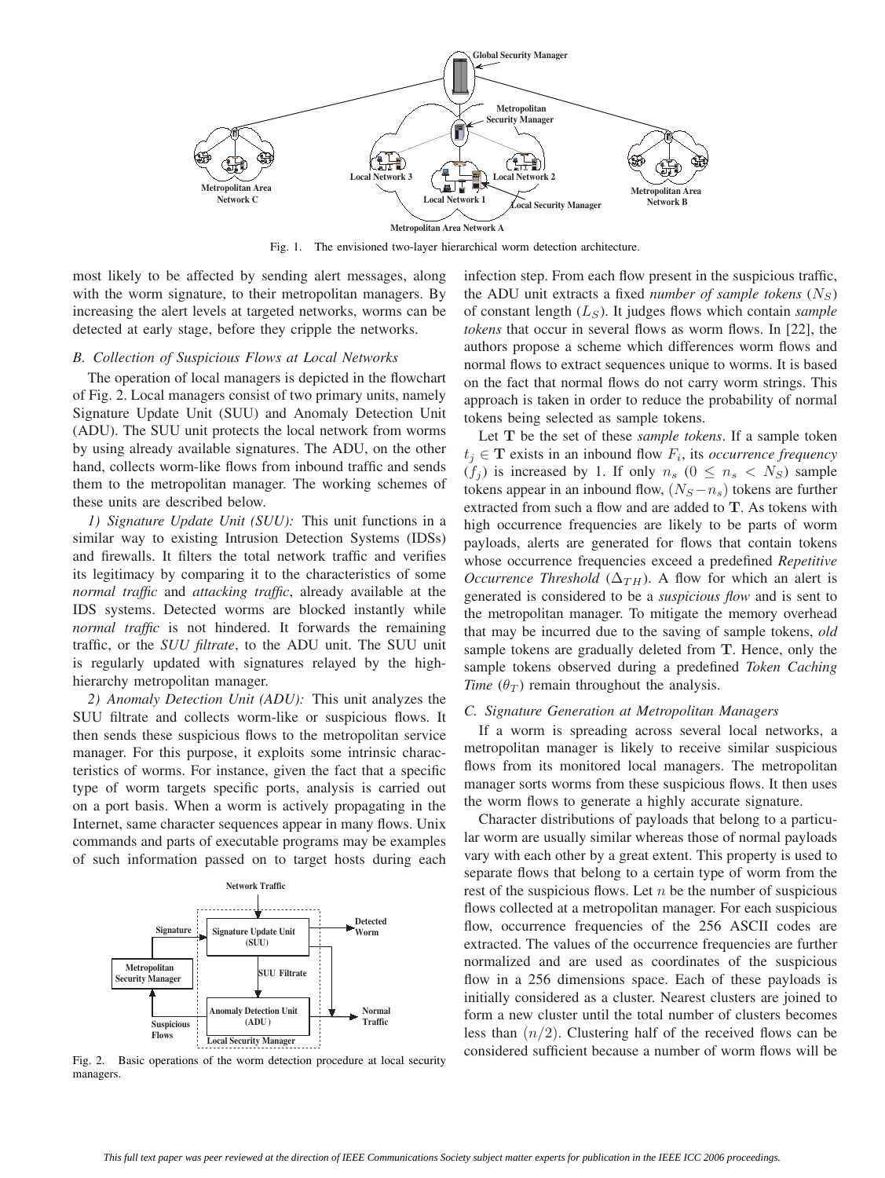Fig. 1. The envisioned two-layer hierarchical worm detection architecture.

most likely to be affected by sending alert messages, along with the worm signature, to their metropolitan managers. By increasing the alert levels at targeted networks, worms can be detected at early stage, before they cripple the networks.

### *B. Collection of Suspicious Flows at Local Networks*

The operation of local managers is depicted in the flowchart of Fig. 2. Local managers consist of two primary units, namely Signature Update Unit (SUU) and Anomaly Detection Unit (ADU). The SUU unit protects the local network from worms by using already available signatures. The ADU, on the other hand, collects worm-like flows from inbound traffic and sends them to the metropolitan manager. The working schemes of these units are described below.

*1) Signature Update Unit (SUU):* This unit functions in a similar way to existing Intrusion Detection Systems (IDSs) and firewalls. It filters the total network traffic and verifies its legitimacy by comparing it to the characteristics of some *normal traffic* and *attacking traffic*, already available at the IDS systems. Detected worms are blocked instantly while *normal traffic* is not hindered. It forwards the remaining traffic, or the *SUU filtrate*, to the ADU unit. The SUU unit is regularly updated with signatures relayed by the high-hierarchy metropolitan manager.

*2) Anomaly Detection Unit (ADU):* This unit analyzes the SUU filtrate and collects worm-like or suspicious flows. It then sends these suspicious flows to the metropolitan service manager. For this purpose, it exploits some intrinsic characteristics of worms. For instance, given the fact that a specific type of worm targets specific ports, analysis is carried out on a port basis. When a worm is actively propagating in the Internet, same character sequences appear in many flows. Unix commands and parts of executable programs may be examples of such information passed on to target hosts during each

Fig. 2. Basic operations of the worm detection procedure at local security managers.

infection step. From each flow present in the suspicious traffic, the ADU unit extracts a fixed *number of sample tokens* ($N_S$) of constant length ($L_S$). It judges flows which contain *sample tokens* that occur in several flows as worm flows. In [22], the authors propose a scheme which differences worm flows and normal flows to extract sequences unique to worms. It is based on the fact that normal flows do not carry worm strings. This approach is taken in order to reduce the probability of normal tokens being selected as sample tokens.

Let $\mathbf{T}$ be the set of these *sample tokens*. If a sample token $t_j \in \mathbf{T}$ exists in an inbound flow $F_i$, its *occurrence frequency* ($f_j$) is increased by 1. If only $n_s$ ($0 \leq n_s < N_S$) sample tokens appear in an inbound flow, $(N_S - n_s)$ tokens are further extracted from such a flow and are added to $\mathbf{T}$. As tokens with high occurrence frequencies are likely to be parts of worm payloads, alerts are generated for flows that contain tokens whose occurrence frequencies exceed a predefined *Repetitive Occurrence Threshold* ($\Delta_{TH}$). A flow for which an alert is generated is considered to be a *suspicious flow* and is sent to the metropolitan manager. To mitigate the memory overhead that may be incurred due to the saving of sample tokens, *old* sample tokens are gradually deleted from $\mathbf{T}$. Hence, only the sample tokens observed during a predefined *Token Caching Time* ($\theta_T$) remain throughout the analysis.

### *C. Signature Generation at Metropolitan Managers*

If a worm is spreading across several local networks, a metropolitan manager is likely to receive similar suspicious flows from its monitored local managers. The metropolitan manager sorts worms from these suspicious flows. It then uses the worm flows to generate a highly accurate signature.

Character distributions of payloads that belong to a particular worm are usually similar whereas those of normal payloads vary with each other by a great extent. This property is used to separate flows that belong to a certain type of worm from the rest of the suspicious flows. Let $n$ be the number of suspicious flows collected at a metropolitan manager. For each suspicious flow, occurrence frequencies of the 256 ASCII codes are extracted. The values of the occurrence frequencies are further normalized and are used as coordinates of the suspicious flow in a 256 dimensions space. Each of these payloads is initially considered as a cluster. Nearest clusters are joined to form a new cluster until the total number of clusters becomes less than $(n/2)$. Clustering half of the received flows can be considered sufficient because a number of worm flows will be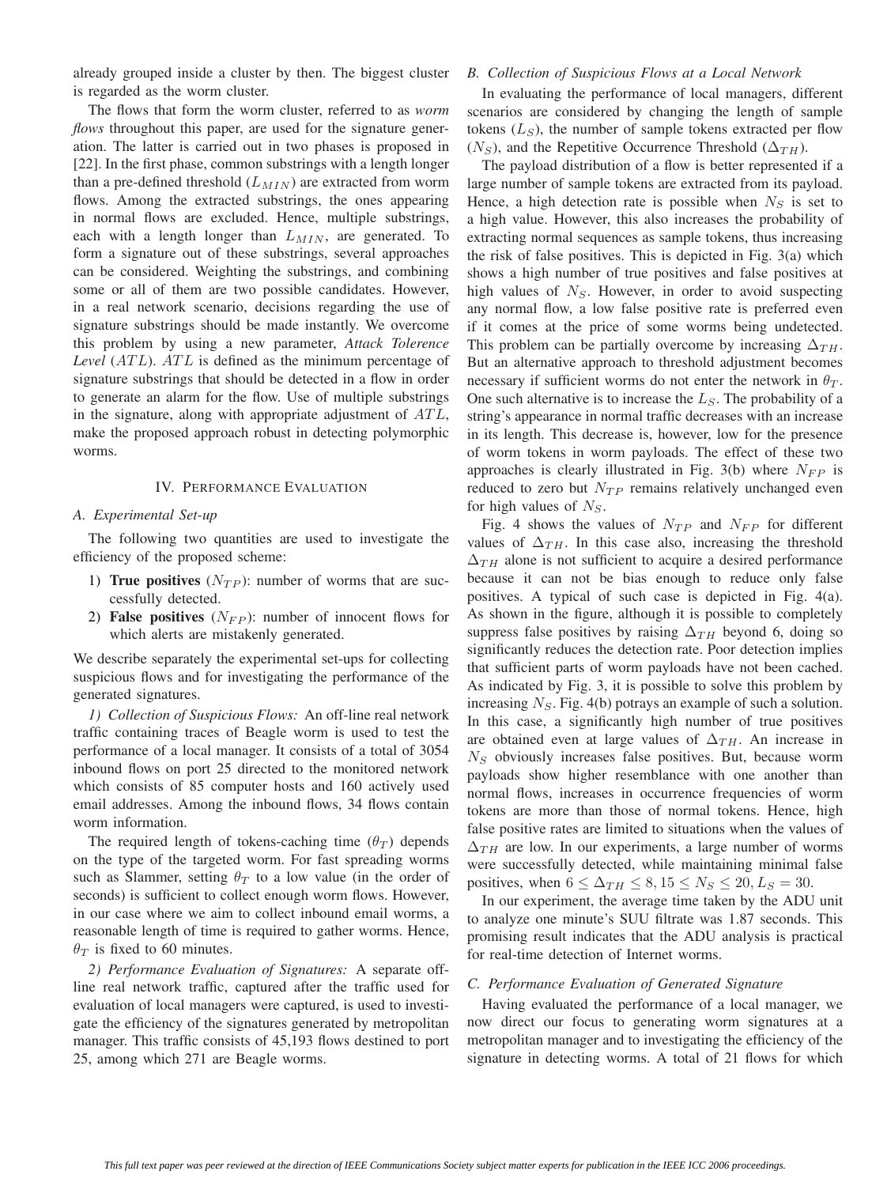already grouped inside a cluster by then. The biggest cluster is regarded as the worm cluster.

The flows that form the worm cluster, referred to as *worm flows* throughout this paper, are used for the signature generation. The latter is carried out in two phases is proposed in [22]. In the first phase, common substrings with a length longer than a pre-defined threshold ($L_{MIN}$) are extracted from worm flows. Among the extracted substrings, the ones appearing in normal flows are excluded. Hence, multiple substrings, each with a length longer than $L_{MIN}$, are generated. To form a signature out of these substrings, several approaches can be considered. Weighting the substrings, and combining some or all of them are two possible candidates. However, in a real network scenario, decisions regarding the use of signature substrings should be made instantly. We overcome this problem by using a new parameter, *Attack Tolerence Level* ($ATL$). $ATL$ is defined as the minimum percentage of signature substrings that should be detected in a flow in order to generate an alarm for the flow. Use of multiple substrings in the signature, along with appropriate adjustment of $ATL$, make the proposed approach robust in detecting polymorphic worms.

## IV. Performance Evaluation

### A. Experimental Set-up

The following two quantities are used to investigate the efficiency of the proposed scheme:

1) **True positives** ($N_{TP}$): number of worms that are successfully detected.
2) **False positives** ($N_{FP}$): number of innocent flows for which alerts are mistakenly generated.

We describe separately the experimental set-ups for collecting suspicious flows and for investigating the performance of the generated signatures.

*1) Collection of Suspicious Flows:* An off-line real network traffic containing traces of Beagle worm is used to test the performance of a local manager. It consists of a total of 3054 inbound flows on port 25 directed to the monitored network which consists of 85 computer hosts and 160 actively used email addresses. Among the inbound flows, 34 flows contain worm information.

The required length of tokens-caching time ($\theta_T$) depends on the type of the targeted worm. For fast spreading worms such as Slammer, setting $\theta_T$ to a low value (in the order of seconds) is sufficient to collect enough worm flows. However, in our case where we aim to collect inbound email worms, a reasonable length of time is required to gather worms. Hence, $\theta_T$ is fixed to 60 minutes.

*2) Performance Evaluation of Signatures:* A separate off-line real network traffic, captured after the traffic used for evaluation of local managers were captured, is used to investigate the efficiency of the signatures generated by metropolitan manager. This traffic consists of 45,193 flows destined to port 25, among which 271 are Beagle worms.

### B. Collection of Suspicious Flows at a Local Network

In evaluating the performance of local managers, different scenarios are considered by changing the length of sample tokens ($L_S$), the number of sample tokens extracted per flow ($N_S$), and the Repetitive Occurrence Threshold ($\Delta_{TH}$).

The payload distribution of a flow is better represented if a large number of sample tokens are extracted from its payload. Hence, a high detection rate is possible when $N_S$ is set to a high value. However, this also increases the probability of extracting normal sequences as sample tokens, thus increasing the risk of false positives. This is depicted in Fig. 3(a) which shows a high number of true positives and false positives at high values of $N_S$. However, in order to avoid suspecting any normal flow, a low false positive rate is preferred even if it comes at the price of some worms being undetected. This problem can be partially overcome by increasing $\Delta_{TH}$. But an alternative approach to threshold adjustment becomes necessary if sufficient worms do not enter the network in $\theta_T$. One such alternative is to increase the $L_S$. The probability of a string's appearance in normal traffic decreases with an increase in its length. This decrease is, however, low for the presence of worm tokens in worm payloads. The effect of these two approaches is clearly illustrated in Fig. 3(b) where $N_{FP}$ is reduced to zero but $N_{TP}$ remains relatively unchanged even for high values of $N_S$.

Fig. 4 shows the values of $N_{TP}$ and $N_{FP}$ for different values of $\Delta_{TH}$. In this case also, increasing the threshold $\Delta_{TH}$ alone is not sufficient to acquire a desired performance because it can not be bias enough to reduce only false positives. A typical of such case is depicted in Fig. 4(a). As shown in the figure, although it is possible to completely suppress false positives by raising $\Delta_{TH}$ beyond 6, doing so significantly reduces the detection rate. Poor detection implies that sufficient parts of worm payloads have not been cached. As indicated by Fig. 3, it is possible to solve this problem by increasing $N_S$. Fig. 4(b) potrays an example of such a solution. In this case, a significantly high number of true positives are obtained even at large values of $\Delta_{TH}$. An increase in $N_S$ obviously increases false positives. But, because worm payloads show higher resemblance with one another than normal flows, increases in occurrence frequencies of worm tokens are more than those of normal tokens. Hence, high false positive rates are limited to situations when the values of $\Delta_{TH}$ are low. In our experiments, a large number of worms were successfully detected, while maintaining minimal false positives, when $6 \leq \Delta_{TH} \leq 8, 15 \leq N_S \leq 20, L_S = 30$.

In our experiment, the average time taken by the ADU unit to analyze one minute's SUU filtrate was 1.87 seconds. This promising result indicates that the ADU analysis is practical for real-time detection of Internet worms.

### C. Performance Evaluation of Generated Signature

Having evaluated the performance of a local manager, we now direct our focus to generating worm signatures at a metropolitan manager and to investigating the efficiency of the signature in detecting worms. A total of 21 flows for which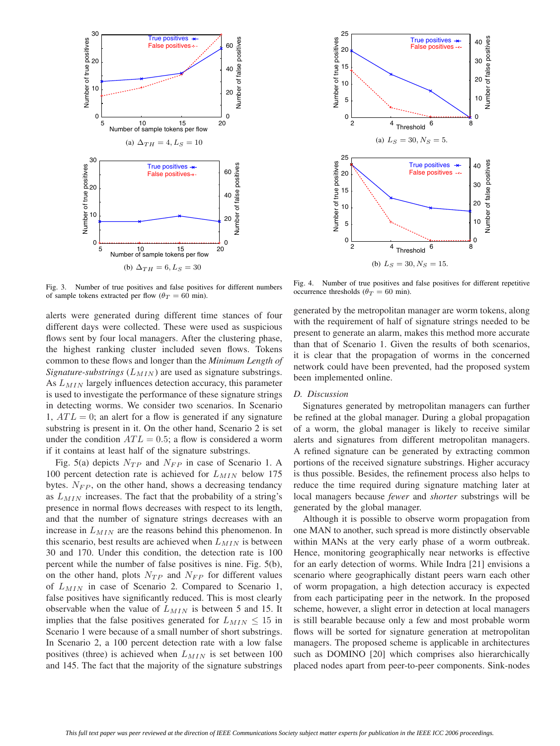Fig. 3. Number of true positives and false positives for different numbers of sample tokens extracted per flow ($\theta_T = 60$ min).

(a) $\Delta_{TH} = 4, L_S = 10$

(b) $\Delta_{TH} = 6, L_S = 30$

Fig. 4. Number of true positives and false positives for different repetitive occurrence thresholds ($\theta_T = 60$ min).

(a) $L_S = 30, N_S = 5$.

(b) $L_S = 30, N_S = 15$.

alerts were generated during different time stances of four different days were collected. These were used as suspicious flows sent by four local managers. After the clustering phase, the highest ranking cluster included seven flows. Tokens common to these flows and longer than the *Minimum Length of Signature-substrings* ($L_{MIN}$) are used as signature substrings. As $L_{MIN}$ largely influences detection accuracy, this parameter is used to investigate the performance of these signature strings in detecting worms. We consider two scenarios. In Scenario 1, $ATL = 0$; an alert for a flow is generated if any signature substring is present in it. On the other hand, Scenario 2 is set under the condition $ATL = 0.5$; a flow is considered a worm if it contains at least half of the signature substrings.

Fig. 5(a) depicts $N_{TP}$ and $N_{FP}$ in case of Scenario 1. A 100 percent detection rate is achieved for $L_{MIN}$ below 175 bytes. $N_{FP}$, on the other hand, shows a decreasing tendancy as $L_{MIN}$ increases. The fact that the probability of a string's presence in normal flows decreases with respect to its length, and that the number of signature strings decreases with an increase in $L_{MIN}$ are the reasons behind this phenomenon. In this scenario, best results are achieved when $L_{MIN}$ is between 30 and 170. Under this condition, the detection rate is 100 percent while the number of false positives is nine. Fig. 5(b), on the other hand, plots $N_{TP}$ and $N_{FP}$ for different values of $L_{MIN}$ in case of Scenario 2. Compared to Scenario 1, false positives have significantly reduced. This is most clearly observable when the value of $L_{MIN}$ is between 5 and 15. It implies that the false positives generated for $L_{MIN} \leq 15$ in Scenario 1 were because of a small number of short substrings. In Scenario 2, a 100 percent detection rate with a low false positives (three) is achieved when $L_{MIN}$ is set between 100 and 145. The fact that the majority of the signature substrings generated by the metropolitan manager are worm tokens, along with the requirement of half of signature strings needed to be present to generate an alarm, makes this method more accurate than that of Scenario 1. Given the results of both scenarios, it is clear that the propagation of worms in the concerned network could have been prevented, had the proposed system been implemented online.

### D. Discussion

Signatures generated by metropolitan managers can further be refined at the global manager. During a global propagation of a worm, the global manager is likely to receive similar alerts and signatures from different metropolitan managers. A refined signature can be generated by extracting common portions of the received signature substrings. Higher accuracy is thus possible. Besides, the refinement process also helps to reduce the time required during signature matching later at local managers because *fewer* and *shorter* substrings will be generated by the global manager.

Although it is possible to observe worm propagation from one MAN to another, such spread is more distinctly observable within MANs at the very early phase of a worm outbreak. Hence, monitoring geographically near networks is effective for an early detection of worms. While Indra [21] envisions a scenario where geographically distant peers warn each other of worm propagation, a high detection accuracy is expected from each participating peer in the network. In the proposed scheme, however, a slight error in detection at local managers is still bearable because only a few and most probable worm flows will be sorted for signature generation at metropolitan managers. The proposed scheme is applicable in architectures such as DOMINO [20] which comprises also hierarchically placed nodes apart from peer-to-peer components. Sink-nodes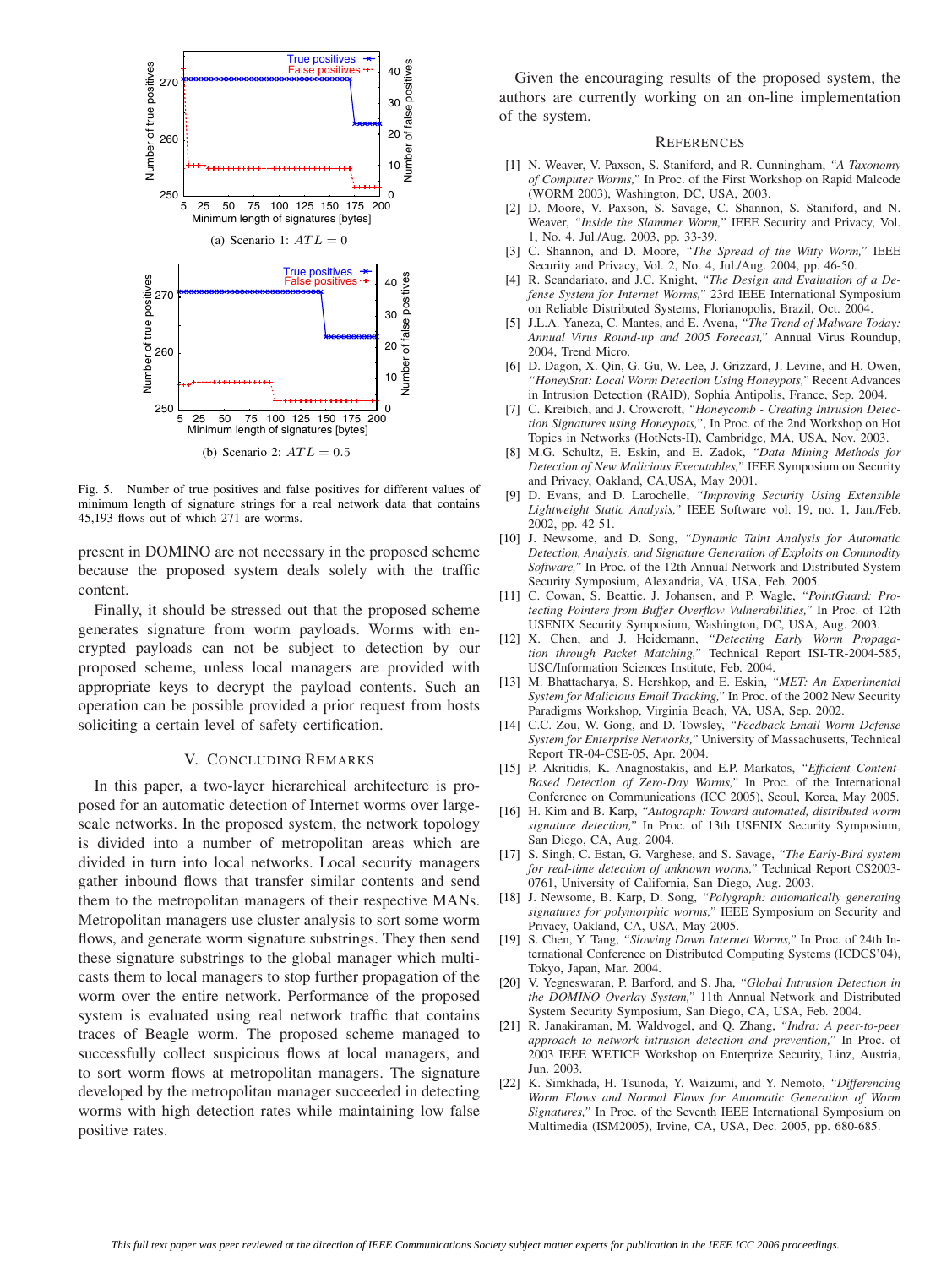True positives
False positives
Number of true positives
Number of false positives
270
260
250
40
30
20
10
0
5 25 50 75 100 125 150 175 200
Minimum length of signatures [bytes]

(a) Scenario 1: $ATL = 0$

True positives
False positives
Number of true positives
Number of false positives
270
260
250
40
30
20
10
0
5 25 50 75 100 125 150 175 200
Minimum length of signatures [bytes]

(b) Scenario 2: $ATL = 0.5$

Fig. 5. Number of true positives and false positives for different values of minimum length of signature strings for a real network data that contains 45,193 flows out of which 271 are worms.

present in DOMINO are not necessary in the proposed scheme because the proposed system deals solely with the traffic content.

Finally, it should be stressed out that the proposed scheme generates signature from worm payloads. Worms with encrypted payloads can not be subject to detection by our proposed scheme, unless local managers are provided with appropriate keys to decrypt the payload contents. Such an operation can be possible provided a prior request from hosts soliciting a certain level of safety certification.

## V. Concluding Remarks

In this paper, a two-layer hierarchical architecture is proposed for an automatic detection of Internet worms over large-scale networks. In the proposed system, the network topology is divided into a number of metropolitan areas which are divided in turn into local networks. Local security managers gather inbound flows that transfer similar contents and send them to the metropolitan managers of their respective MANs. Metropolitan managers use cluster analysis to sort some worm flows, and generate worm signature substrings. They then send these signature substrings to the global manager which multicasts them to local managers to stop further propagation of the worm over the entire network. Performance of the proposed system is evaluated using real network traffic that contains traces of Beagle worm. The proposed scheme managed to successfully collect suspicious flows at local managers, and to sort worm flows at metropolitan managers. The signature developed by the metropolitan manager succeeded in detecting worms with high detection rates while maintaining low false positive rates.

Given the encouraging results of the proposed system, the authors are currently working on an on-line implementation of the system.

## References

[1] N. Weaver, V. Paxson, S. Staniford, and R. Cunningham, *"A Taxonomy of Computer Worms,"* In Proc. of the First Workshop on Rapid Malcode (WORM 2003), Washington, DC, USA, 2003.

[2] D. Moore, V. Paxson, S. Savage, C. Shannon, S. Staniford, and N. Weaver, *"Inside the Slammer Worm,"* IEEE Security and Privacy, Vol. 1, No. 4, Jul./Aug. 2003, pp. 33-39.

[3] C. Shannon, and D. Moore, *"The Spread of the Witty Worm,"* IEEE Security and Privacy, Vol. 2, No. 4, Jul./Aug. 2004, pp. 46-50.

[4] R. Scandariato, and J.C. Knight, *"The Design and Evaluation of a Defense System for Internet Worms,"* 23rd IEEE International Symposium on Reliable Distributed Systems, Florianopolis, Brazil, Oct. 2004.

[5] J.L.A. Yaneza, C. Mantes, and E. Avena, *"The Trend of Malware Today: Annual Virus Round-up and 2005 Forecast,"* Annual Virus Roundup, 2004, Trend Micro.

[6] D. Dagon, X. Qin, G. Gu, W. Lee, J. Grizzard, J. Levine, and H. Owen, *"HoneyStat: Local Worm Detection Using Honeypots,"* Recent Advances in Intrusion Detection (RAID), Sophia Antipolis, France, Sep. 2004.

[7] C. Kreibich, and J. Crowcroft, *"Honeycomb - Creating Intrusion Detection Signatures using Honeypots,"*, In Proc. of the 2nd Workshop on Hot Topics in Networks (HotNets-II), Cambridge, MA, USA, Nov. 2003.

[8] M.G. Schultz, E. Eskin, and E. Zadok, *"Data Mining Methods for Detection of New Malicious Executables,"* IEEE Symposium on Security and Privacy, Oakland, CA,USA, May 2001.

[9] D. Evans, and D. Larochelle, *"Improving Security Using Extensible Lightweight Static Analysis,"* IEEE Software vol. 19, no. 1, Jan./Feb. 2002, pp. 42-51.

[10] J. Newsome, and D. Song, *"Dynamic Taint Analysis for Automatic Detection, Analysis, and Signature Generation of Exploits on Commodity Software,"* In Proc. of the 12th Annual Network and Distributed System Security Symposium, Alexandria, VA, USA, Feb. 2005.

[11] C. Cowan, S. Beattie, J. Johansen, and P. Wagle, *"PointGuard: Protecting Pointers from Buffer Overflow Vulnerabilities,"* In Proc. of 12th USENIX Security Symposium, Washington, DC, USA, Aug. 2003.

[12] X. Chen, and J. Heidemann, *"Detecting Early Worm Propagation through Packet Matching,"* Technical Report ISI-TR-2004-585, USC/Information Sciences Institute, Feb. 2004.

[13] M. Bhattacharya, S. Hershkop, and E. Eskin, *"MET: An Experimental System for Malicious Email Tracking,"* In Proc. of the 2002 New Security Paradigms Workshop, Virginia Beach, VA, USA, Sep. 2002.

[14] C.C. Zou, W. Gong, and D. Towsley, *"Feedback Email Worm Defense System for Enterprise Networks,"* University of Massachusetts, Technical Report TR-04-CSE-05, Apr. 2004.

[15] P. Akritidis, K. Anagnostakis, and E.P. Markatos, *"Efficient Content-Based Detection of Zero-Day Worms,"* In Proc. of the International Conference on Communications (ICC 2005), Seoul, Korea, May 2005.

[16] H. Kim and B. Karp, *"Autograph: Toward automated, distributed worm signature detection,"* In Proc. of 13th USENIX Security Symposium, San Diego, CA, Aug. 2004.

[17] S. Singh, C. Estan, G. Varghese, and S. Savage, *"The Early-Bird system for real-time detection of unknown worms,"* Technical Report CS2003-0761, University of California, San Diego, Aug. 2003.

[18] J. Newsome, B. Karp, D. Song, *"Polygraph: automatically generating signatures for polymorphic worms,"* IEEE Symposium on Security and Privacy, Oakland, CA, USA, May 2005.

[19] S. Chen, Y. Tang, *"Slowing Down Internet Worms,"* In Proc. of 24th International Conference on Distributed Computing Systems (ICDCS'04), Tokyo, Japan, Mar. 2004.

[20] V. Yegneswaran, P. Barford, and S. Jha, *"Global Intrusion Detection in the DOMINO Overlay System,"* 11th Annual Network and Distributed System Security Symposium, San Diego, CA, USA, Feb. 2004.

[21] R. Janakiraman, M. Waldvogel, and Q. Zhang, *"Indra: A peer-to-peer approach to network intrusion detection and prevention,"* In Proc. of 2003 IEEE WETICE Workshop on Enterprize Security, Linz, Austria, Jun. 2003.

[22] K. Simkhada, H. Tsunoda, Y. Waizumi, and Y. Nemoto, *"Differencing Worm Flows and Normal Flows for Automatic Generation of Worm Signatures,"* In Proc. of the Seventh IEEE International Symposium on Multimedia (ISM2005), Irvine, CA, USA, Dec. 2005, pp. 680-685.